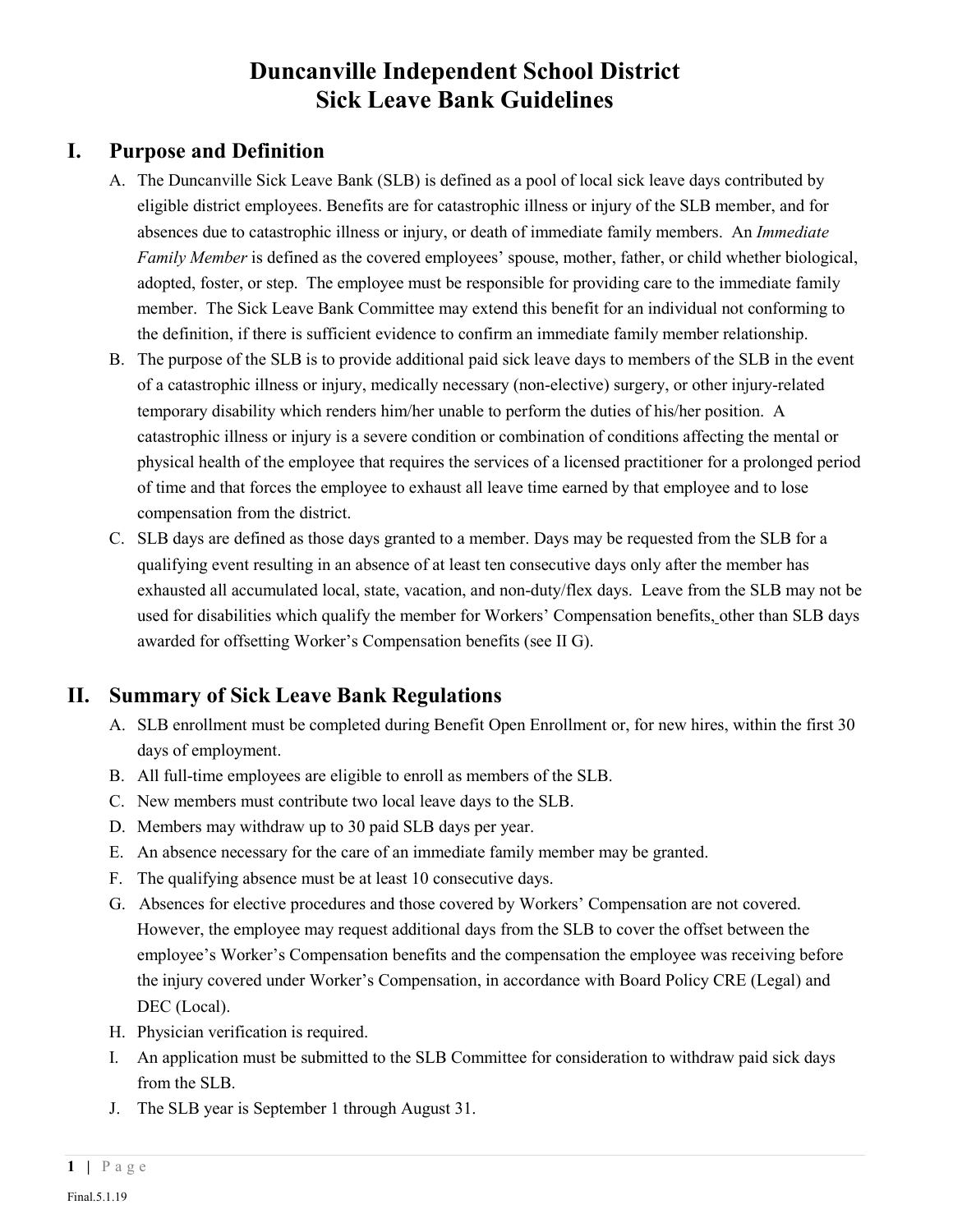# Duncanville Independent School District
# Sick Leave Bank Guidelines

## I. Purpose and Definition

A. The Duncanville Sick Leave Bank (SLB) is defined as a pool of local sick leave days contributed by eligible district employees. Benefits are for catastrophic illness or injury of the SLB member, and for absences due to catastrophic illness or injury, or death of immediate family members. An *Immediate Family Member* is defined as the covered employees' spouse, mother, father, or child whether biological, adopted, foster, or step. The employee must be responsible for providing care to the immediate family member. The Sick Leave Bank Committee may extend this benefit for an individual not conforming to the definition, if there is sufficient evidence to confirm an immediate family member relationship.

B. The purpose of the SLB is to provide additional paid sick leave days to members of the SLB in the event of a catastrophic illness or injury, medically necessary (non-elective) surgery, or other injury-related temporary disability which renders him/her unable to perform the duties of his/her position. A catastrophic illness or injury is a severe condition or combination of conditions affecting the mental or physical health of the employee that requires the services of a licensed practitioner for a prolonged period of time and that forces the employee to exhaust all leave time earned by that employee and to lose compensation from the district.

C. SLB days are defined as those days granted to a member. Days may be requested from the SLB for a qualifying event resulting in an absence of at least ten consecutive days only after the member has exhausted all accumulated local, state, vacation, and non-duty/flex days. Leave from the SLB may not be used for disabilities which qualify the member for Workers' Compensation benefits, other than SLB days awarded for offsetting Worker's Compensation benefits (see II G).

## II. Summary of Sick Leave Bank Regulations

A. SLB enrollment must be completed during Benefit Open Enrollment or, for new hires, within the first 30 days of employment.

B. All full-time employees are eligible to enroll as members of the SLB.

C. New members must contribute two local leave days to the SLB.

D. Members may withdraw up to 30 paid SLB days per year.

E. An absence necessary for the care of an immediate family member may be granted.

F. The qualifying absence must be at least 10 consecutive days.

G. Absences for elective procedures and those covered by Workers' Compensation are not covered. However, the employee may request additional days from the SLB to cover the offset between the employee's Worker's Compensation benefits and the compensation the employee was receiving before the injury covered under Worker's Compensation, in accordance with Board Policy CRE (Legal) and DEC (Local).

H. Physician verification is required.

I. An application must be submitted to the SLB Committee for consideration to withdraw paid sick days from the SLB.

J. The SLB year is September 1 through August 31.

Final.5.1.19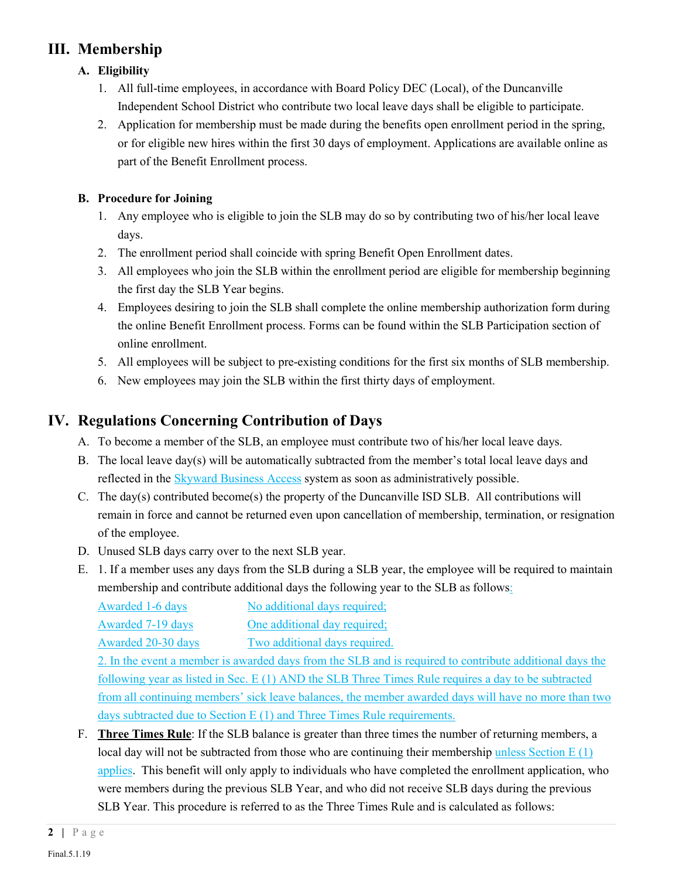## III. Membership

### A. Eligibility

1. All full-time employees, in accordance with Board Policy DEC (Local), of the Duncanville Independent School District who contribute two local leave days shall be eligible to participate.
2. Application for membership must be made during the benefits open enrollment period in the spring, or for eligible new hires within the first 30 days of employment. Applications are available online as part of the Benefit Enrollment process.

### B. Procedure for Joining

1. Any employee who is eligible to join the SLB may do so by contributing two of his/her local leave days.
2. The enrollment period shall coincide with spring Benefit Open Enrollment dates.
3. All employees who join the SLB within the enrollment period are eligible for membership beginning the first day the SLB Year begins.
4. Employees desiring to join the SLB shall complete the online membership authorization form during the online Benefit Enrollment process. Forms can be found within the SLB Participation section of online enrollment.
5. All employees will be subject to pre-existing conditions for the first six months of SLB membership.
6. New employees may join the SLB within the first thirty days of employment.

## IV. Regulations Concerning Contribution of Days

A. To become a member of the SLB, an employee must contribute two of his/her local leave days.

B. The local leave day(s) will be automatically subtracted from the member's total local leave days and reflected in the Skyward Business Access system as soon as administratively possible.

C. The day(s) contributed become(s) the property of the Duncanville ISD SLB. All contributions will remain in force and cannot be returned even upon cancellation of membership, termination, or resignation of the employee.

D. Unused SLB days carry over to the next SLB year.

E. 1. If a member uses any days from the SLB during a SLB year, the employee will be required to maintain membership and contribute additional days the following year to the SLB as follows:

| | |
|---|---|
| Awarded 1-6 days | No additional days required; |
| Awarded 7-19 days | One additional day required; |
| Awarded 20-30 days | Two additional days required. |

2. In the event a member is awarded days from the SLB and is required to contribute additional days the following year as listed in Sec. E (1) AND the SLB Three Times Rule requires a day to be subtracted from all continuing members' sick leave balances, the member awarded days will have no more than two days subtracted due to Section E (1) and Three Times Rule requirements.

F. **Three Times Rule**: If the SLB balance is greater than three times the number of returning members, a local day will not be subtracted from those who are continuing their membership unless Section E (1) applies. This benefit will only apply to individuals who have completed the enrollment application, who were members during the previous SLB Year, and who did not receive SLB days during the previous SLB Year. This procedure is referred to as the Three Times Rule and is calculated as follows: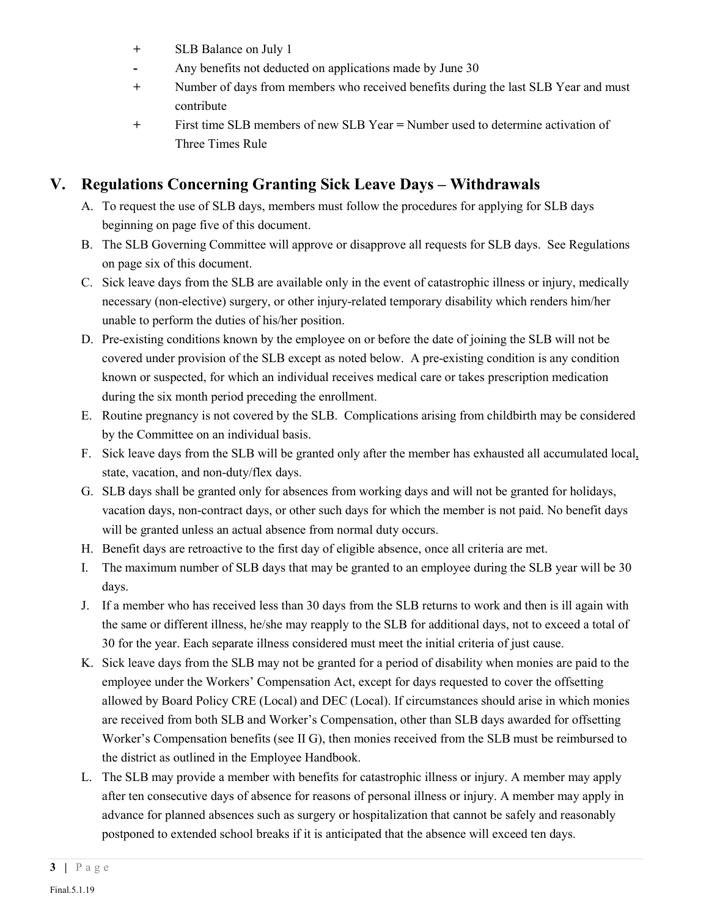+ SLB Balance on July 1
- Any benefits not deducted on applications made by June 30
+ Number of days from members who received benefits during the last SLB Year and must contribute
+ First time SLB members of new SLB Year = Number used to determine activation of Three Times Rule

## V. Regulations Concerning Granting Sick Leave Days – Withdrawals

A. To request the use of SLB days, members must follow the procedures for applying for SLB days beginning on page five of this document.

B. The SLB Governing Committee will approve or disapprove all requests for SLB days. See Regulations on page six of this document.

C. Sick leave days from the SLB are available only in the event of catastrophic illness or injury, medically necessary (non-elective) surgery, or other injury-related temporary disability which renders him/her unable to perform the duties of his/her position.

D. Pre-existing conditions known by the employee on or before the date of joining the SLB will not be covered under provision of the SLB except as noted below. A pre-existing condition is any condition known or suspected, for which an individual receives medical care or takes prescription medication during the six month period preceding the enrollment.

E. Routine pregnancy is not covered by the SLB. Complications arising from childbirth may be considered by the Committee on an individual basis.

F. Sick leave days from the SLB will be granted only after the member has exhausted all accumulated local, state, vacation, and non-duty/flex days.

G. SLB days shall be granted only for absences from working days and will not be granted for holidays, vacation days, non-contract days, or other such days for which the member is not paid. No benefit days will be granted unless an actual absence from normal duty occurs.

H. Benefit days are retroactive to the first day of eligible absence, once all criteria are met.

I. The maximum number of SLB days that may be granted to an employee during the SLB year will be 30 days.

J. If a member who has received less than 30 days from the SLB returns to work and then is ill again with the same or different illness, he/she may reapply to the SLB for additional days, not to exceed a total of 30 for the year. Each separate illness considered must meet the initial criteria of just cause.

K. Sick leave days from the SLB may not be granted for a period of disability when monies are paid to the employee under the Workers' Compensation Act, except for days requested to cover the offsetting allowed by Board Policy CRE (Local) and DEC (Local). If circumstances should arise in which monies are received from both SLB and Worker's Compensation, other than SLB days awarded for offsetting Worker's Compensation benefits (see II G), then monies received from the SLB must be reimbursed to the district as outlined in the Employee Handbook.

L. The SLB may provide a member with benefits for catastrophic illness or injury. A member may apply after ten consecutive days of absence for reasons of personal illness or injury. A member may apply in advance for planned absences such as surgery or hospitalization that cannot be safely and reasonably postponed to extended school breaks if it is anticipated that the absence will exceed ten days.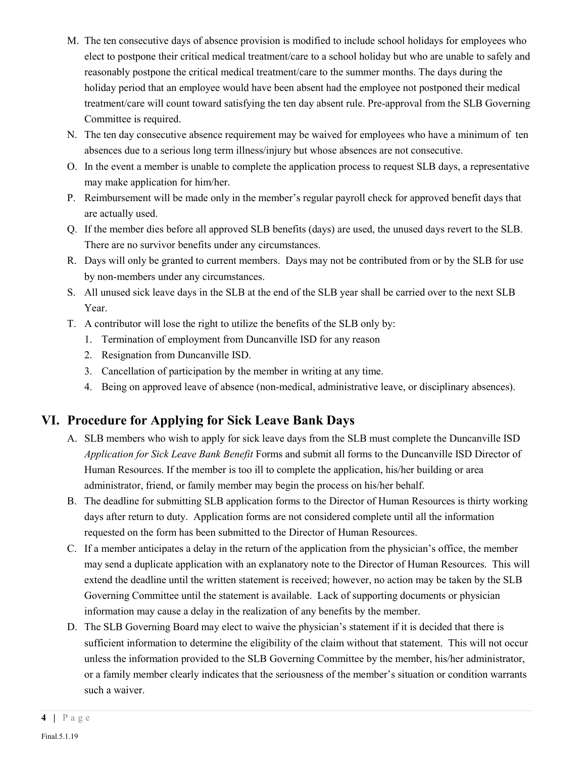M. The ten consecutive days of absence provision is modified to include school holidays for employees who elect to postpone their critical medical treatment/care to a school holiday but who are unable to safely and reasonably postpone the critical medical treatment/care to the summer months. The days during the holiday period that an employee would have been absent had the employee not postponed their medical treatment/care will count toward satisfying the ten day absent rule. Pre-approval from the SLB Governing Committee is required.

N. The ten day consecutive absence requirement may be waived for employees who have a minimum of ten absences due to a serious long term illness/injury but whose absences are not consecutive.

O. In the event a member is unable to complete the application process to request SLB days, a representative may make application for him/her.

P. Reimbursement will be made only in the member's regular payroll check for approved benefit days that are actually used.

Q. If the member dies before all approved SLB benefits (days) are used, the unused days revert to the SLB. There are no survivor benefits under any circumstances.

R. Days will only be granted to current members. Days may not be contributed from or by the SLB for use by non-members under any circumstances.

S. All unused sick leave days in the SLB at the end of the SLB year shall be carried over to the next SLB Year.

T. A contributor will lose the right to utilize the benefits of the SLB only by:
   1. Termination of employment from Duncanville ISD for any reason
   2. Resignation from Duncanville ISD.
   3. Cancellation of participation by the member in writing at any time.
   4. Being on approved leave of absence (non-medical, administrative leave, or disciplinary absences).

## VI. Procedure for Applying for Sick Leave Bank Days

A. SLB members who wish to apply for sick leave days from the SLB must complete the Duncanville ISD *Application for Sick Leave Bank Benefit* Forms and submit all forms to the Duncanville ISD Director of Human Resources. If the member is too ill to complete the application, his/her building or area administrator, friend, or family member may begin the process on his/her behalf.

B. The deadline for submitting SLB application forms to the Director of Human Resources is thirty working days after return to duty. Application forms are not considered complete until all the information requested on the form has been submitted to the Director of Human Resources.

C. If a member anticipates a delay in the return of the application from the physician's office, the member may send a duplicate application with an explanatory note to the Director of Human Resources. This will extend the deadline until the written statement is received; however, no action may be taken by the SLB Governing Committee until the statement is available. Lack of supporting documents or physician information may cause a delay in the realization of any benefits by the member.

D. The SLB Governing Board may elect to waive the physician's statement if it is decided that there is sufficient information to determine the eligibility of the claim without that statement. This will not occur unless the information provided to the SLB Governing Committee by the member, his/her administrator, or a family member clearly indicates that the seriousness of the member's situation or condition warrants such a waiver.

Final.5.1.19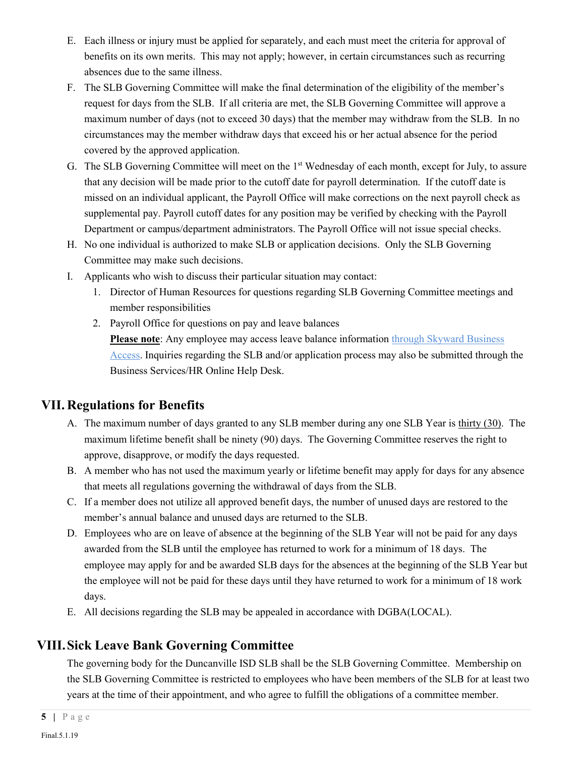E. Each illness or injury must be applied for separately, and each must meet the criteria for approval of benefits on its own merits. This may not apply; however, in certain circumstances such as recurring absences due to the same illness.

F. The SLB Governing Committee will make the final determination of the eligibility of the member's request for days from the SLB. If all criteria are met, the SLB Governing Committee will approve a maximum number of days (not to exceed 30 days) that the member may withdraw from the SLB. In no circumstances may the member withdraw days that exceed his or her actual absence for the period covered by the approved application.

G. The SLB Governing Committee will meet on the 1st Wednesday of each month, except for July, to assure that any decision will be made prior to the cutoff date for payroll determination. If the cutoff date is missed on an individual applicant, the Payroll Office will make corrections on the next payroll check as supplemental pay. Payroll cutoff dates for any position may be verified by checking with the Payroll Department or campus/department administrators. The Payroll Office will not issue special checks.

H. No one individual is authorized to make SLB or application decisions. Only the SLB Governing Committee may make such decisions.

I. Applicants who wish to discuss their particular situation may contact:
   1. Director of Human Resources for questions regarding SLB Governing Committee meetings and member responsibilities
   2. Payroll Office for questions on pay and leave balances
   
      **Please note**: Any employee may access leave balance information through Skyward Business Access. Inquiries regarding the SLB and/or application process may also be submitted through the Business Services/HR Online Help Desk.

## VII. Regulations for Benefits

A. The maximum number of days granted to any SLB member during any one SLB Year is thirty (30). The maximum lifetime benefit shall be ninety (90) days. The Governing Committee reserves the right to approve, disapprove, or modify the days requested.

B. A member who has not used the maximum yearly or lifetime benefit may apply for days for any absence that meets all regulations governing the withdrawal of days from the SLB.

C. If a member does not utilize all approved benefit days, the number of unused days are restored to the member's annual balance and unused days are returned to the SLB.

D. Employees who are on leave of absence at the beginning of the SLB Year will not be paid for any days awarded from the SLB until the employee has returned to work for a minimum of 18 days. The employee may apply for and be awarded SLB days for the absences at the beginning of the SLB Year but the employee will not be paid for these days until they have returned to work for a minimum of 18 work days.

E. All decisions regarding the SLB may be appealed in accordance with DGBA(LOCAL).

## VIII. Sick Leave Bank Governing Committee

The governing body for the Duncanville ISD SLB shall be the SLB Governing Committee. Membership on the SLB Governing Committee is restricted to employees who have been members of the SLB for at least two years at the time of their appointment, and who agree to fulfill the obligations of a committee member.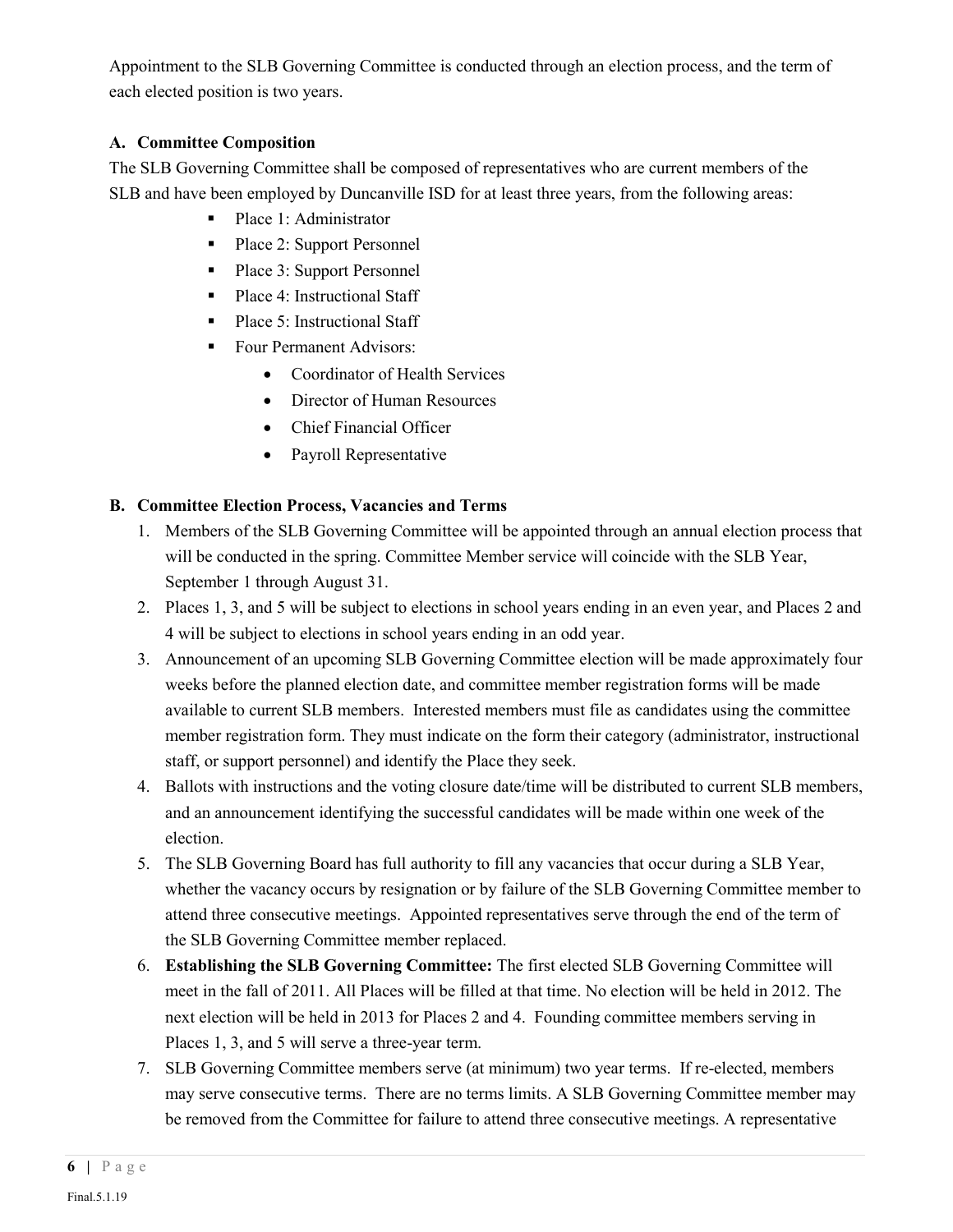Appointment to the SLB Governing Committee is conducted through an election process, and the term of each elected position is two years.

### A. Committee Composition

The SLB Governing Committee shall be composed of representatives who are current members of the SLB and have been employed by Duncanville ISD for at least three years, from the following areas:

- Place 1: Administrator
- Place 2: Support Personnel
- Place 3: Support Personnel
- Place 4: Instructional Staff
- Place 5: Instructional Staff
- Four Permanent Advisors:
  - Coordinator of Health Services
  - Director of Human Resources
  - Chief Financial Officer
  - Payroll Representative

### B. Committee Election Process, Vacancies and Terms

1. Members of the SLB Governing Committee will be appointed through an annual election process that will be conducted in the spring. Committee Member service will coincide with the SLB Year, September 1 through August 31.
2. Places 1, 3, and 5 will be subject to elections in school years ending in an even year, and Places 2 and 4 will be subject to elections in school years ending in an odd year.
3. Announcement of an upcoming SLB Governing Committee election will be made approximately four weeks before the planned election date, and committee member registration forms will be made available to current SLB members. Interested members must file as candidates using the committee member registration form. They must indicate on the form their category (administrator, instructional staff, or support personnel) and identify the Place they seek.
4. Ballots with instructions and the voting closure date/time will be distributed to current SLB members, and an announcement identifying the successful candidates will be made within one week of the election.
5. The SLB Governing Board has full authority to fill any vacancies that occur during a SLB Year, whether the vacancy occurs by resignation or by failure of the SLB Governing Committee member to attend three consecutive meetings. Appointed representatives serve through the end of the term of the SLB Governing Committee member replaced.
6. **Establishing the SLB Governing Committee:** The first elected SLB Governing Committee will meet in the fall of 2011. All Places will be filled at that time. No election will be held in 2012. The next election will be held in 2013 for Places 2 and 4. Founding committee members serving in Places 1, 3, and 5 will serve a three-year term.
7. SLB Governing Committee members serve (at minimum) two year terms. If re-elected, members may serve consecutive terms. There are no terms limits. A SLB Governing Committee member may be removed from the Committee for failure to attend three consecutive meetings. A representative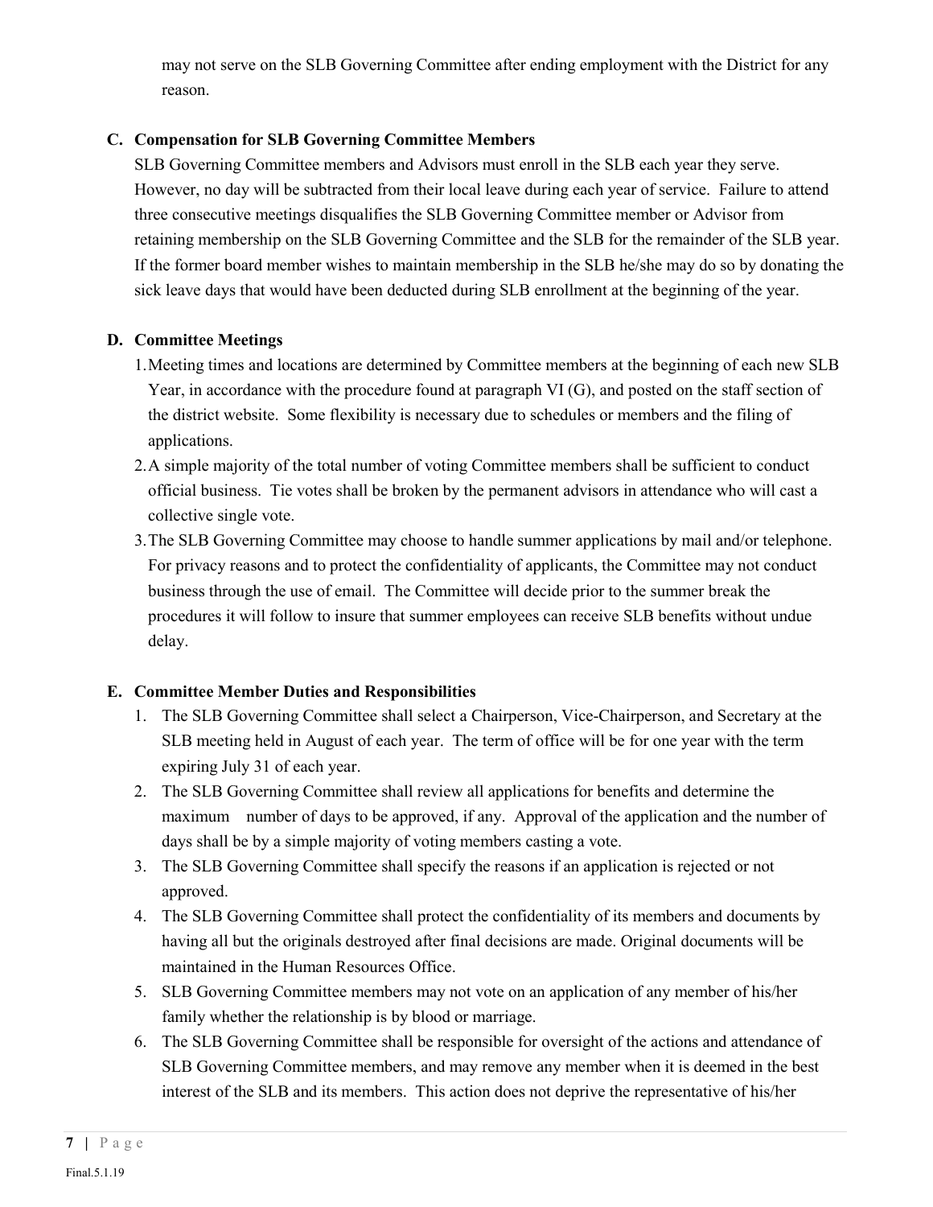may not serve on the SLB Governing Committee after ending employment with the District for any reason.

**C. Compensation for SLB Governing Committee Members**

SLB Governing Committee members and Advisors must enroll in the SLB each year they serve. However, no day will be subtracted from their local leave during each year of service. Failure to attend three consecutive meetings disqualifies the SLB Governing Committee member or Advisor from retaining membership on the SLB Governing Committee and the SLB for the remainder of the SLB year. If the former board member wishes to maintain membership in the SLB he/she may do so by donating the sick leave days that would have been deducted during SLB enrollment at the beginning of the year.

**D. Committee Meetings**

1. Meeting times and locations are determined by Committee members at the beginning of each new SLB Year, in accordance with the procedure found at paragraph VI (G), and posted on the staff section of the district website. Some flexibility is necessary due to schedules or members and the filing of applications.
2. A simple majority of the total number of voting Committee members shall be sufficient to conduct official business. Tie votes shall be broken by the permanent advisors in attendance who will cast a collective single vote.
3. The SLB Governing Committee may choose to handle summer applications by mail and/or telephone. For privacy reasons and to protect the confidentiality of applicants, the Committee may not conduct business through the use of email. The Committee will decide prior to the summer break the procedures it will follow to insure that summer employees can receive SLB benefits without undue delay.

**E. Committee Member Duties and Responsibilities**

1. The SLB Governing Committee shall select a Chairperson, Vice-Chairperson, and Secretary at the SLB meeting held in August of each year. The term of office will be for one year with the term expiring July 31 of each year.
2. The SLB Governing Committee shall review all applications for benefits and determine the maximum number of days to be approved, if any. Approval of the application and the number of days shall be by a simple majority of voting members casting a vote.
3. The SLB Governing Committee shall specify the reasons if an application is rejected or not approved.
4. The SLB Governing Committee shall protect the confidentiality of its members and documents by having all but the originals destroyed after final decisions are made. Original documents will be maintained in the Human Resources Office.
5. SLB Governing Committee members may not vote on an application of any member of his/her family whether the relationship is by blood or marriage.
6. The SLB Governing Committee shall be responsible for oversight of the actions and attendance of SLB Governing Committee members, and may remove any member when it is deemed in the best interest of the SLB and its members. This action does not deprive the representative of his/her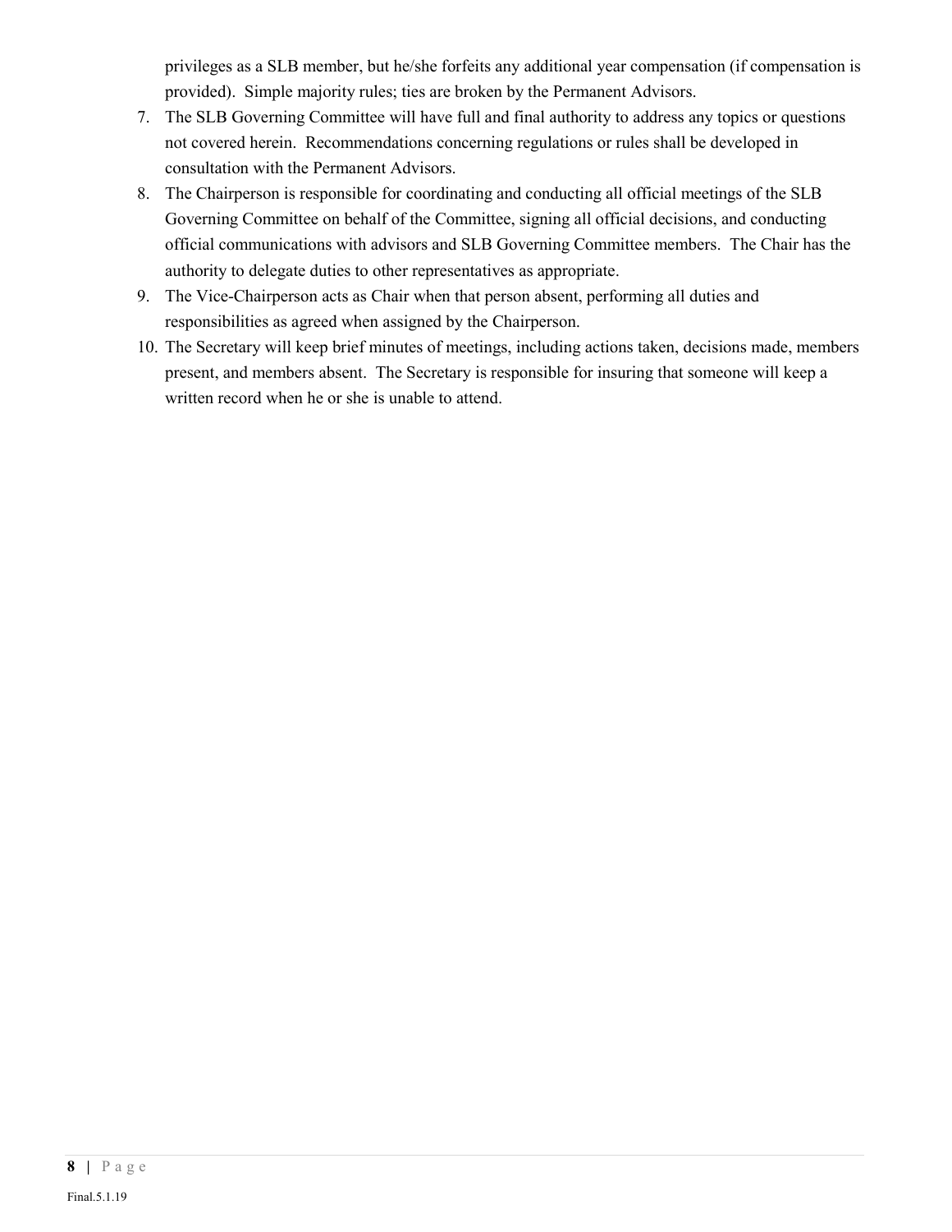privileges as a SLB member, but he/she forfeits any additional year compensation (if compensation is provided). Simple majority rules; ties are broken by the Permanent Advisors.

7. The SLB Governing Committee will have full and final authority to address any topics or questions not covered herein. Recommendations concerning regulations or rules shall be developed in consultation with the Permanent Advisors.
8. The Chairperson is responsible for coordinating and conducting all official meetings of the SLB Governing Committee on behalf of the Committee, signing all official decisions, and conducting official communications with advisors and SLB Governing Committee members. The Chair has the authority to delegate duties to other representatives as appropriate.
9. The Vice-Chairperson acts as Chair when that person absent, performing all duties and responsibilities as agreed when assigned by the Chairperson.
10. The Secretary will keep brief minutes of meetings, including actions taken, decisions made, members present, and members absent. The Secretary is responsible for insuring that someone will keep a written record when he or she is unable to attend.